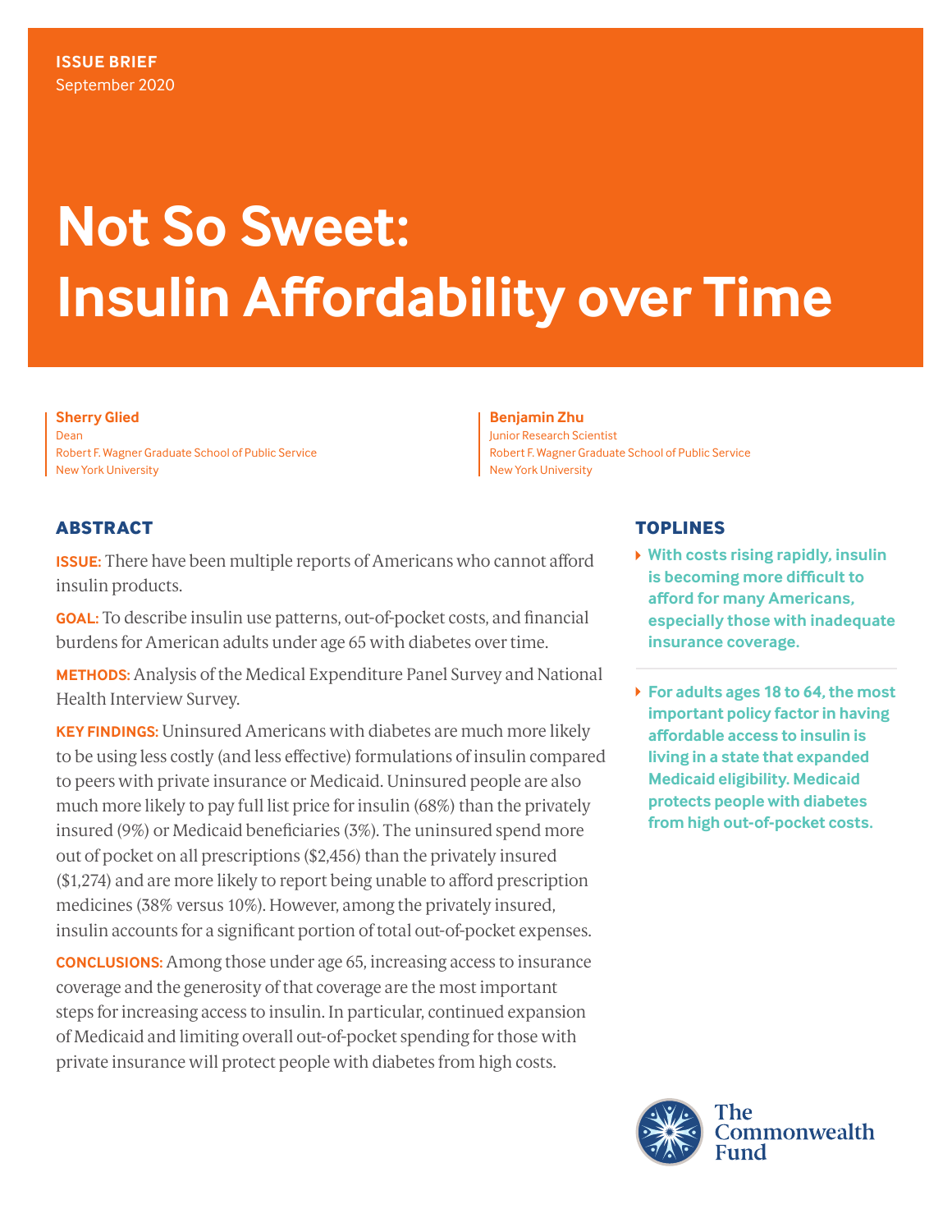ISSUE BRIEF
September 2020

# Not So Sweet: Insulin Affordability over Time

**Sherry Glied**
Dean
Robert F. Wagner Graduate School of Public Service
New York University

**Benjamin Zhu**
Junior Research Scientist
Robert F. Wagner Graduate School of Public Service
New York University

## ABSTRACT

**ISSUE:** There have been multiple reports of Americans who cannot afford insulin products.

**GOAL:** To describe insulin use patterns, out-of-pocket costs, and financial burdens for American adults under age 65 with diabetes over time.

**METHODS:** Analysis of the Medical Expenditure Panel Survey and National Health Interview Survey.

**KEY FINDINGS:** Uninsured Americans with diabetes are much more likely to be using less costly (and less effective) formulations of insulin compared to peers with private insurance or Medicaid. Uninsured people are also much more likely to pay full list price for insulin (68%) than the privately insured (9%) or Medicaid beneficiaries (3%). The uninsured spend more out of pocket on all prescriptions ($2,456) than the privately insured ($1,274) and are more likely to report being unable to afford prescription medicines (38% versus 10%). However, among the privately insured, insulin accounts for a significant portion of total out-of-pocket expenses.

**CONCLUSIONS:** Among those under age 65, increasing access to insurance coverage and the generosity of that coverage are the most important steps for increasing access to insulin. In particular, continued expansion of Medicaid and limiting overall out-of-pocket spending for those with private insurance will protect people with diabetes from high costs.

## TOPLINES

- **With costs rising rapidly, insulin is becoming more difficult to afford for many Americans, especially those with inadequate insurance coverage.**
- **For adults ages 18 to 64, the most important policy factor in having affordable access to insulin is living in a state that expanded Medicaid eligibility. Medicaid protects people with diabetes from high out-of-pocket costs.**

The Commonwealth Fund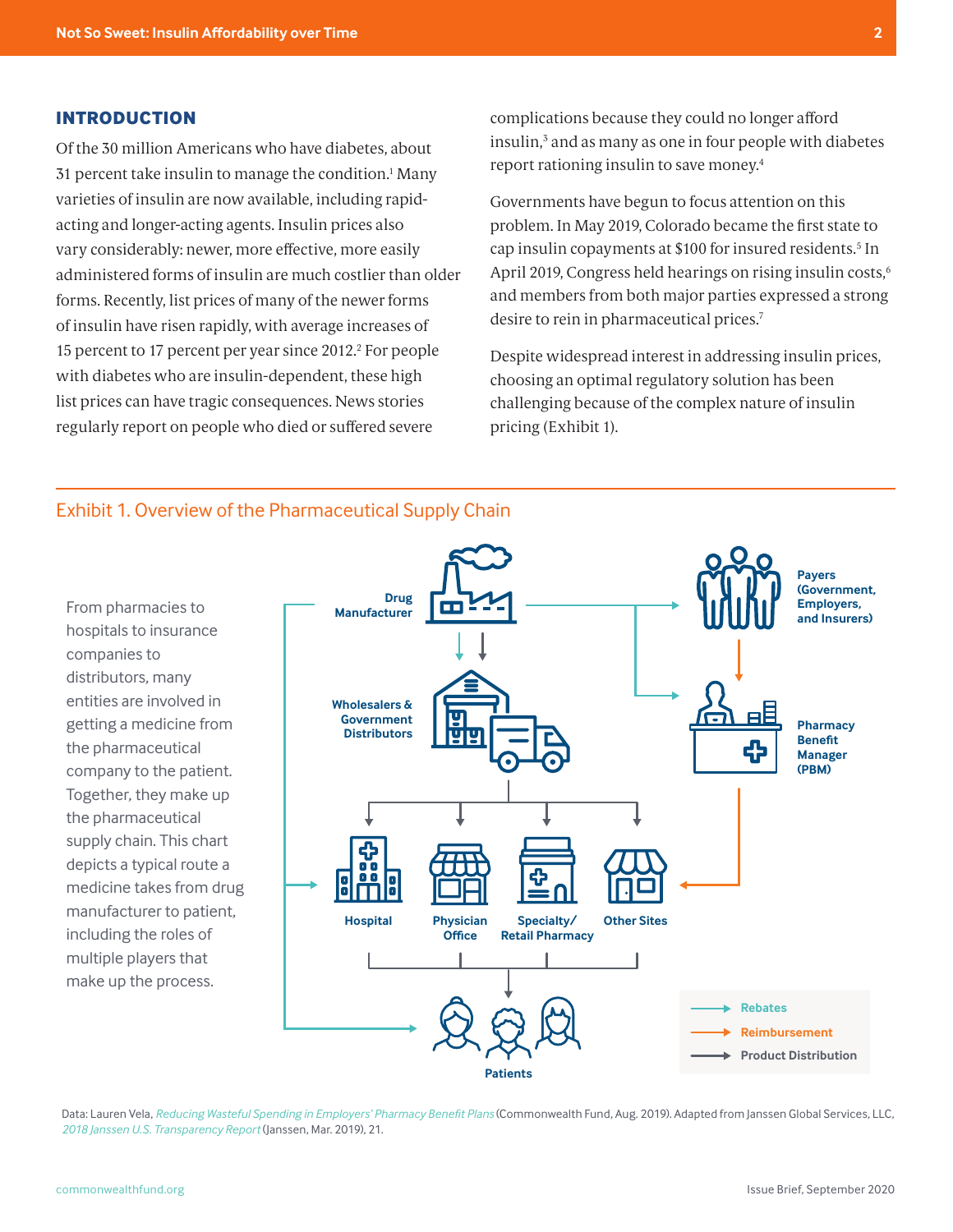## INTRODUCTION

Of the 30 million Americans who have diabetes, about 31 percent take insulin to manage the condition.[1] Many varieties of insulin are now available, including rapid-acting and longer-acting agents. Insulin prices also vary considerably: newer, more effective, more easily administered forms of insulin are much costlier than older forms. Recently, list prices of many of the newer forms of insulin have risen rapidly, with average increases of 15 percent to 17 percent per year since 2012.[2] For people with diabetes who are insulin-dependent, these high list prices can have tragic consequences. News stories regularly report on people who died or suffered severe complications because they could no longer afford insulin,[3] and as many as one in four people with diabetes report rationing insulin to save money.[4]

Governments have begun to focus attention on this problem. In May 2019, Colorado became the first state to cap insulin copayments at $100 for insured residents.[5] In April 2019, Congress held hearings on rising insulin costs,[6] and members from both major parties expressed a strong desire to rein in pharmaceutical prices.[7]

Despite widespread interest in addressing insulin prices, choosing an optimal regulatory solution has been challenging because of the complex nature of insulin pricing (Exhibit 1).

### Exhibit 1. Overview of the Pharmaceutical Supply Chain

From pharmacies to hospitals to insurance companies to distributors, many entities are involved in getting a medicine from the pharmaceutical company to the patient. Together, they make up the pharmaceutical supply chain. This chart depicts a typical route a medicine takes from drug manufacturer to patient, including the roles of multiple players that make up the process.

Drug Manufacturer; Wholesalers & Government Distributors; Payers (Government, Employers, and Insurers); Pharmacy Benefit Manager (PBM); Hospital; Physician Office; Specialty/Retail Pharmacy; Other Sites; Patients

Rebates; Reimbursement; Product Distribution

Data: Lauren Vela, *Reducing Wasteful Spending in Employers' Pharmacy Benefit Plans* (Commonwealth Fund, Aug. 2019). Adapted from Janssen Global Services, LLC, *2018 Janssen U.S. Transparency Report* (Janssen, Mar. 2019), 21.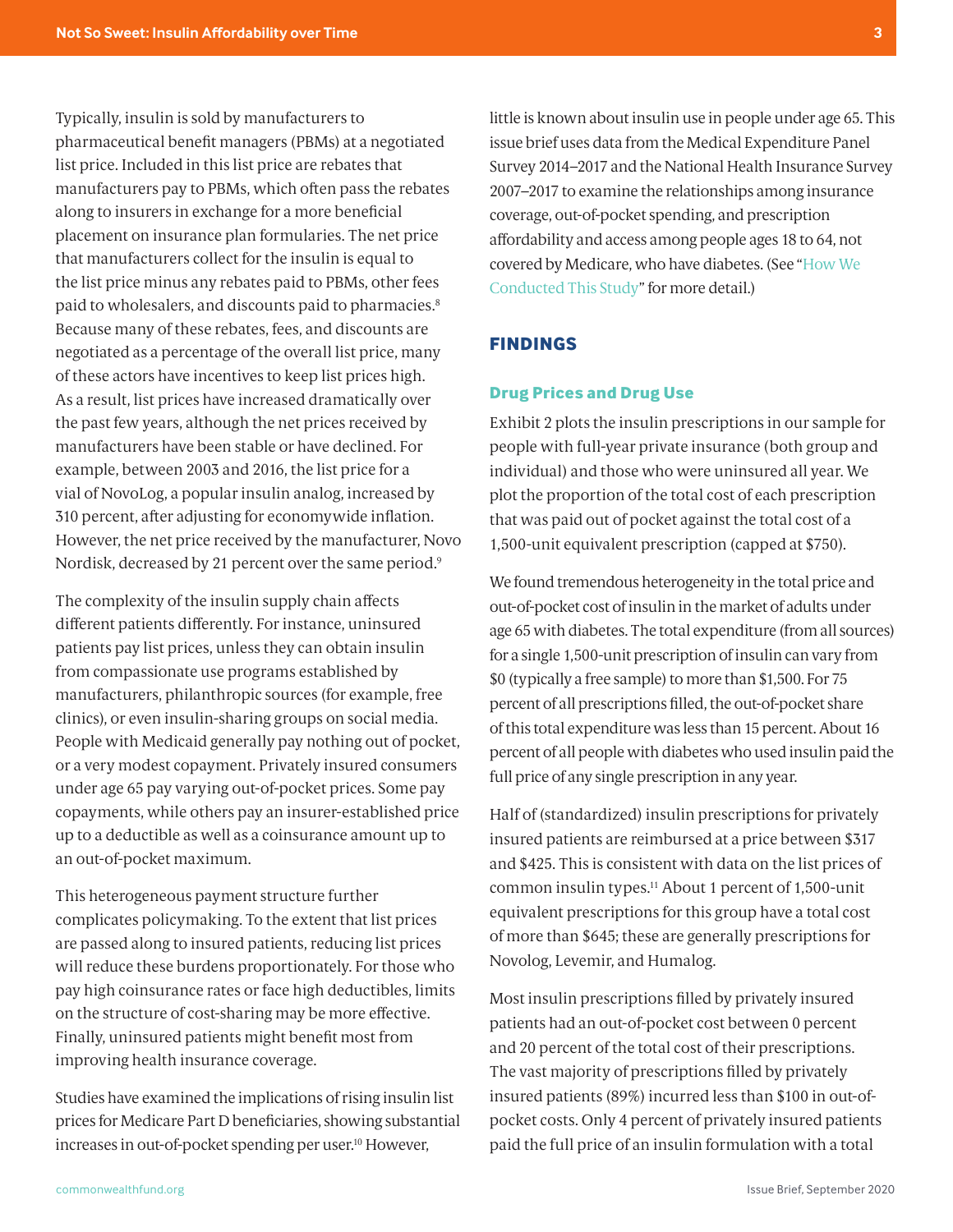Typically, insulin is sold by manufacturers to pharmaceutical benefit managers (PBMs) at a negotiated list price. Included in this list price are rebates that manufacturers pay to PBMs, which often pass the rebates along to insurers in exchange for a more beneficial placement on insurance plan formularies. The net price that manufacturers collect for the insulin is equal to the list price minus any rebates paid to PBMs, other fees paid to wholesalers, and discounts paid to pharmacies.[8] Because many of these rebates, fees, and discounts are negotiated as a percentage of the overall list price, many of these actors have incentives to keep list prices high. As a result, list prices have increased dramatically over the past few years, although the net prices received by manufacturers have been stable or have declined. For example, between 2003 and 2016, the list price for a vial of NovoLog, a popular insulin analog, increased by 310 percent, after adjusting for economywide inflation. However, the net price received by the manufacturer, Novo Nordisk, decreased by 21 percent over the same period.[9]

The complexity of the insulin supply chain affects different patients differently. For instance, uninsured patients pay list prices, unless they can obtain insulin from compassionate use programs established by manufacturers, philanthropic sources (for example, free clinics), or even insulin-sharing groups on social media. People with Medicaid generally pay nothing out of pocket, or a very modest copayment. Privately insured consumers under age 65 pay varying out-of-pocket prices. Some pay copayments, while others pay an insurer-established price up to a deductible as well as a coinsurance amount up to an out-of-pocket maximum.

This heterogeneous payment structure further complicates policymaking. To the extent that list prices are passed along to insured patients, reducing list prices will reduce these burdens proportionately. For those who pay high coinsurance rates or face high deductibles, limits on the structure of cost-sharing may be more effective. Finally, uninsured patients might benefit most from improving health insurance coverage.

Studies have examined the implications of rising insulin list prices for Medicare Part D beneficiaries, showing substantial increases in out-of-pocket spending per user.[10] However, little is known about insulin use in people under age 65. This issue brief uses data from the Medical Expenditure Panel Survey 2014–2017 and the National Health Insurance Survey 2007–2017 to examine the relationships among insurance coverage, out-of-pocket spending, and prescription affordability and access among people ages 18 to 64, not covered by Medicare, who have diabetes. (See "How We Conducted This Study" for more detail.)

## FINDINGS

### Drug Prices and Drug Use

Exhibit 2 plots the insulin prescriptions in our sample for people with full-year private insurance (both group and individual) and those who were uninsured all year. We plot the proportion of the total cost of each prescription that was paid out of pocket against the total cost of a 1,500-unit equivalent prescription (capped at $750).

We found tremendous heterogeneity in the total price and out-of-pocket cost of insulin in the market of adults under age 65 with diabetes. The total expenditure (from all sources) for a single 1,500-unit prescription of insulin can vary from $0 (typically a free sample) to more than $1,500. For 75 percent of all prescriptions filled, the out-of-pocket share of this total expenditure was less than 15 percent. About 16 percent of all people with diabetes who used insulin paid the full price of any single prescription in any year.

Half of (standardized) insulin prescriptions for privately insured patients are reimbursed at a price between $317 and $425. This is consistent with data on the list prices of common insulin types.[11] About 1 percent of 1,500-unit equivalent prescriptions for this group have a total cost of more than $645; these are generally prescriptions for Novolog, Levemir, and Humalog.

Most insulin prescriptions filled by privately insured patients had an out-of-pocket cost between 0 percent and 20 percent of the total cost of their prescriptions. The vast majority of prescriptions filled by privately insured patients (89%) incurred less than $100 in out-of-pocket costs. Only 4 percent of privately insured patients paid the full price of an insulin formulation with a total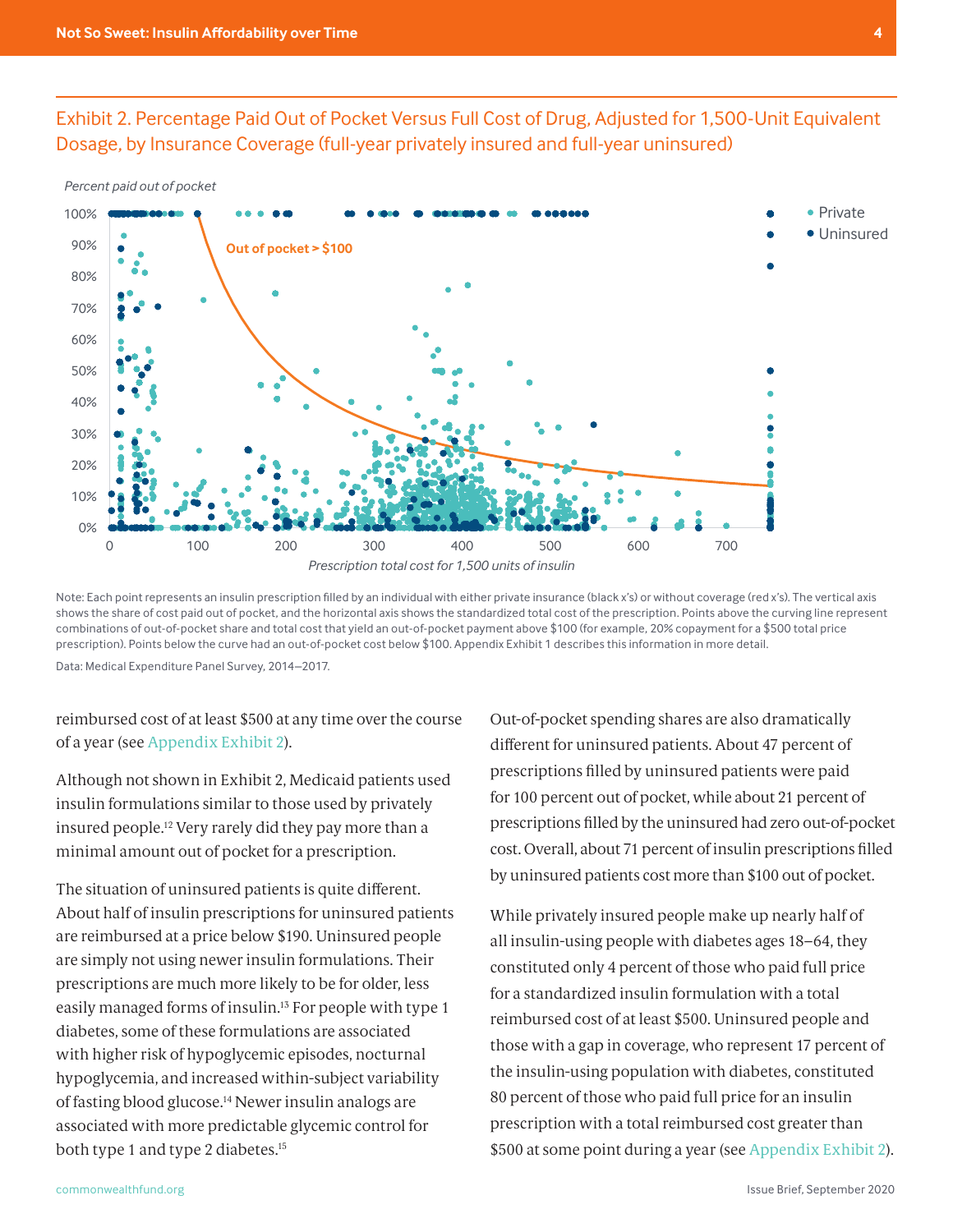## Exhibit 2. Percentage Paid Out of Pocket Versus Full Cost of Drug, Adjusted for 1,500-Unit Equivalent Dosage, by Insurance Coverage (full-year privately insured and full-year uninsured)

*Percent paid out of pocket*

Out of pocket > $100

• Private
• Uninsured

*Prescription total cost for 1,500 units of insulin*

Note: Each point represents an insulin prescription filled by an individual with either private insurance (black x's) or without coverage (red x's). The vertical axis shows the share of cost paid out of pocket, and the horizontal axis shows the standardized total cost of the prescription. Points above the curving line represent combinations of out-of-pocket share and total cost that yield an out-of-pocket payment above $100 (for example, 20% copayment for a $500 total price prescription). Points below the curve had an out-of-pocket cost below $100. Appendix Exhibit 1 describes this information in more detail.

Data: Medical Expenditure Panel Survey, 2014–2017.

reimbursed cost of at least $500 at any time over the course of a year (see Appendix Exhibit 2).

Although not shown in Exhibit 2, Medicaid patients used insulin formulations similar to those used by privately insured people.[12] Very rarely did they pay more than a minimal amount out of pocket for a prescription.

The situation of uninsured patients is quite different. About half of insulin prescriptions for uninsured patients are reimbursed at a price below $190. Uninsured people are simply not using newer insulin formulations. Their prescriptions are much more likely to be for older, less easily managed forms of insulin.[13] For people with type 1 diabetes, some of these formulations are associated with higher risk of hypoglycemic episodes, nocturnal hypoglycemia, and increased within-subject variability of fasting blood glucose.[14] Newer insulin analogs are associated with more predictable glycemic control for both type 1 and type 2 diabetes.[15]

Out-of-pocket spending shares are also dramatically different for uninsured patients. About 47 percent of prescriptions filled by uninsured patients were paid for 100 percent out of pocket, while about 21 percent of prescriptions filled by the uninsured had zero out-of-pocket cost. Overall, about 71 percent of insulin prescriptions filled by uninsured patients cost more than $100 out of pocket.

While privately insured people make up nearly half of all insulin-using people with diabetes ages 18–64, they constituted only 4 percent of those who paid full price for a standardized insulin formulation with a total reimbursed cost of at least $500. Uninsured people and those with a gap in coverage, who represent 17 percent of the insulin-using population with diabetes, constituted 80 percent of those who paid full price for an insulin prescription with a total reimbursed cost greater than $500 at some point during a year (see Appendix Exhibit 2).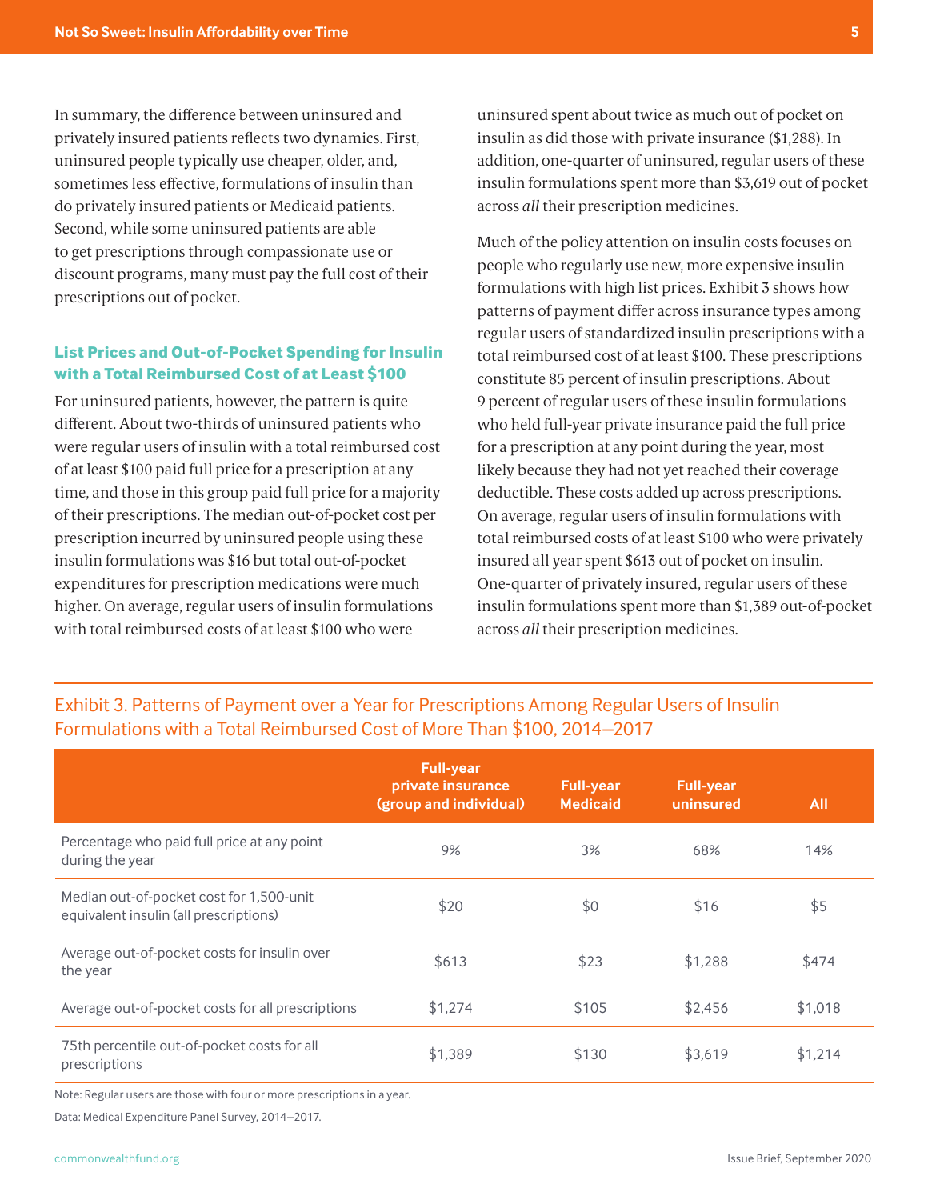In summary, the difference between uninsured and privately insured patients reflects two dynamics. First, uninsured people typically use cheaper, older, and, sometimes less effective, formulations of insulin than do privately insured patients or Medicaid patients. Second, while some uninsured patients are able to get prescriptions through compassionate use or discount programs, many must pay the full cost of their prescriptions out of pocket.

### List Prices and Out-of-Pocket Spending for Insulin with a Total Reimbursed Cost of at Least $100

For uninsured patients, however, the pattern is quite different. About two-thirds of uninsured patients who were regular users of insulin with a total reimbursed cost of at least $100 paid full price for a prescription at any time, and those in this group paid full price for a majority of their prescriptions. The median out-of-pocket cost per prescription incurred by uninsured people using these insulin formulations was $16 but total out-of-pocket expenditures for prescription medications were much higher. On average, regular users of insulin formulations with total reimbursed costs of at least $100 who were uninsured spent about twice as much out of pocket on insulin as did those with private insurance ($1,288). In addition, one-quarter of uninsured, regular users of these insulin formulations spent more than $3,619 out of pocket across *all* their prescription medicines.

Much of the policy attention on insulin costs focuses on people who regularly use new, more expensive insulin formulations with high list prices. Exhibit 3 shows how patterns of payment differ across insurance types among regular users of standardized insulin prescriptions with a total reimbursed cost of at least $100. These prescriptions constitute 85 percent of insulin prescriptions. About 9 percent of regular users of these insulin formulations who held full-year private insurance paid the full price for a prescription at any point during the year, most likely because they had not yet reached their coverage deductible. These costs added up across prescriptions. On average, regular users of insulin formulations with total reimbursed costs of at least $100 who were privately insured all year spent $613 out of pocket on insulin. One-quarter of privately insured, regular users of these insulin formulations spent more than $1,389 out-of-pocket across *all* their prescription medicines.

#### Exhibit 3. Patterns of Payment over a Year for Prescriptions Among Regular Users of Insulin Formulations with a Total Reimbursed Cost of More Than $100, 2014–2017

| | Full-year private insurance (group and individual) | Full-year Medicaid | Full-year uninsured | All |
|---|---|---|---|---|
| Percentage who paid full price at any point during the year | 9% | 3% | 68% | 14% |
| Median out-of-pocket cost for 1,500-unit equivalent insulin (all prescriptions) | $20 | $0 | $16 | $5 |
| Average out-of-pocket costs for insulin over the year | $613 | $23 | $1,288 | $474 |
| Average out-of-pocket costs for all prescriptions | $1,274 | $105 | $2,456 | $1,018 |
| 75th percentile out-of-pocket costs for all prescriptions | $1,389 | $130 | $3,619 | $1,214 |

Note: Regular users are those with four or more prescriptions in a year.

Data: Medical Expenditure Panel Survey, 2014–2017.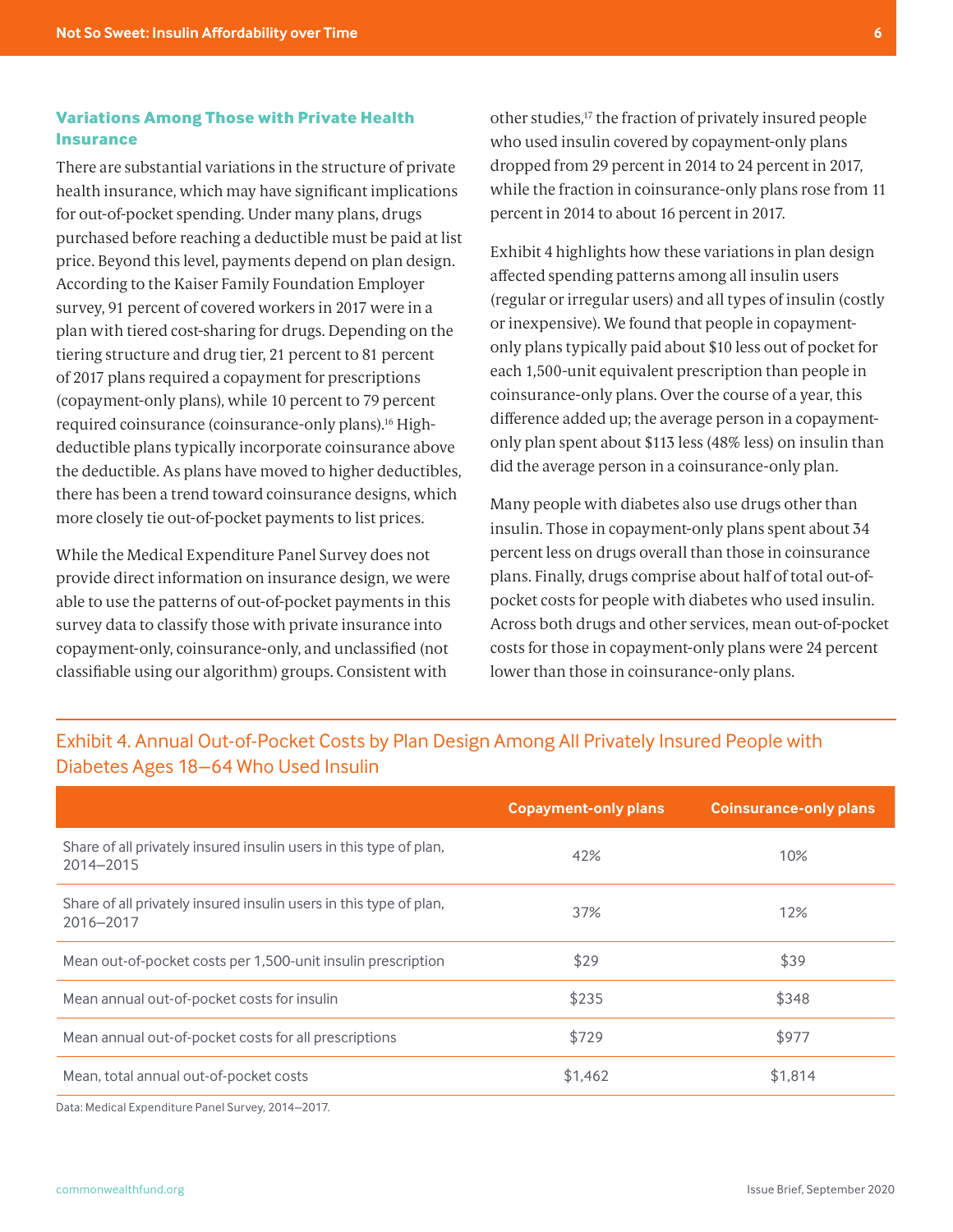### Variations Among Those with Private Health Insurance

There are substantial variations in the structure of private health insurance, which may have significant implications for out-of-pocket spending. Under many plans, drugs purchased before reaching a deductible must be paid at list price. Beyond this level, payments depend on plan design. According to the Kaiser Family Foundation Employer survey, 91 percent of covered workers in 2017 were in a plan with tiered cost-sharing for drugs. Depending on the tiering structure and drug tier, 21 percent to 81 percent of 2017 plans required a copayment for prescriptions (copayment-only plans), while 10 percent to 79 percent required coinsurance (coinsurance-only plans).[16] High-deductible plans typically incorporate coinsurance above the deductible. As plans have moved to higher deductibles, there has been a trend toward coinsurance designs, which more closely tie out-of-pocket payments to list prices.

While the Medical Expenditure Panel Survey does not provide direct information on insurance design, we were able to use the patterns of out-of-pocket payments in this survey data to classify those with private insurance into copayment-only, coinsurance-only, and unclassified (not classifiable using our algorithm) groups. Consistent with other studies,[17] the fraction of privately insured people who used insulin covered by copayment-only plans dropped from 29 percent in 2014 to 24 percent in 2017, while the fraction in coinsurance-only plans rose from 11 percent in 2014 to about 16 percent in 2017.

Exhibit 4 highlights how these variations in plan design affected spending patterns among all insulin users (regular or irregular users) and all types of insulin (costly or inexpensive). We found that people in copayment-only plans typically paid about $10 less out of pocket for each 1,500-unit equivalent prescription than people in coinsurance-only plans. Over the course of a year, this difference added up; the average person in a copayment-only plan spent about $113 less (48% less) on insulin than did the average person in a coinsurance-only plan.

Many people with diabetes also use drugs other than insulin. Those in copayment-only plans spent about 34 percent less on drugs overall than those in coinsurance plans. Finally, drugs comprise about half of total out-of-pocket costs for people with diabetes who used insulin. Across both drugs and other services, mean out-of-pocket costs for those in copayment-only plans were 24 percent lower than those in coinsurance-only plans.

Exhibit 4. Annual Out-of-Pocket Costs by Plan Design Among All Privately Insured People with Diabetes Ages 18–64 Who Used Insulin

| | Copayment-only plans | Coinsurance-only plans |
|---|---|---|
| Share of all privately insured insulin users in this type of plan, 2014–2015 | 42% | 10% |
| Share of all privately insured insulin users in this type of plan, 2016–2017 | 37% | 12% |
| Mean out-of-pocket costs per 1,500-unit insulin prescription | $29 | $39 |
| Mean annual out-of-pocket costs for insulin | $235 | $348 |
| Mean annual out-of-pocket costs for all prescriptions | $729 | $977 |
| Mean, total annual out-of-pocket costs | $1,462 | $1,814 |

Data: Medical Expenditure Panel Survey, 2014–2017.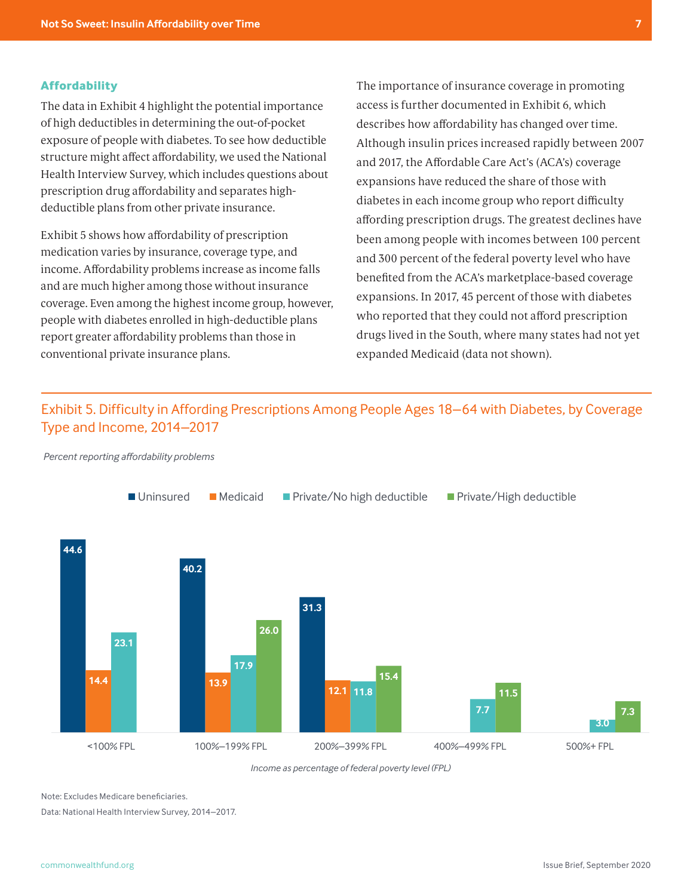### Affordability

The data in Exhibit 4 highlight the potential importance of high deductibles in determining the out-of-pocket exposure of people with diabetes. To see how deductible structure might affect affordability, we used the National Health Interview Survey, which includes questions about prescription drug affordability and separates high-deductible plans from other private insurance.

Exhibit 5 shows how affordability of prescription medication varies by insurance, coverage type, and income. Affordability problems increase as income falls and are much higher among those without insurance coverage. Even among the highest income group, however, people with diabetes enrolled in high-deductible plans report greater affordability problems than those in conventional private insurance plans.

The importance of insurance coverage in promoting access is further documented in Exhibit 6, which describes how affordability has changed over time. Although insulin prices increased rapidly between 2007 and 2017, the Affordable Care Act's (ACA's) coverage expansions have reduced the share of those with diabetes in each income group who report difficulty affording prescription drugs. The greatest declines have been among people with incomes between 100 percent and 300 percent of the federal poverty level who have benefited from the ACA's marketplace-based coverage expansions. In 2017, 45 percent of those with diabetes who reported that they could not afford prescription drugs lived in the South, where many states had not yet expanded Medicaid (data not shown).

## Exhibit 5. Difficulty in Affording Prescriptions Among People Ages 18–64 with Diabetes, by Coverage Type and Income, 2014–2017

*Percent reporting affordability problems*

| Income as percentage of federal poverty level (FPL) | Uninsured | Medicaid | Private/No high deductible | Private/High deductible |
|---|---|---|---|---|
| <100% FPL | 44.6 | 14.4 | 23.1 | |
| 100%–199% FPL | 40.2 | 13.9 | 17.9 | 26.0 |
| 200%–399% FPL | 31.3 | 12.1 | 11.8 | 15.4 |
| 400%–499% FPL | | | 7.7 | 11.5 |
| 500%+ FPL | | | 3.0 | 7.3 |

Note: Excludes Medicare beneficiaries.

Data: National Health Interview Survey, 2014–2017.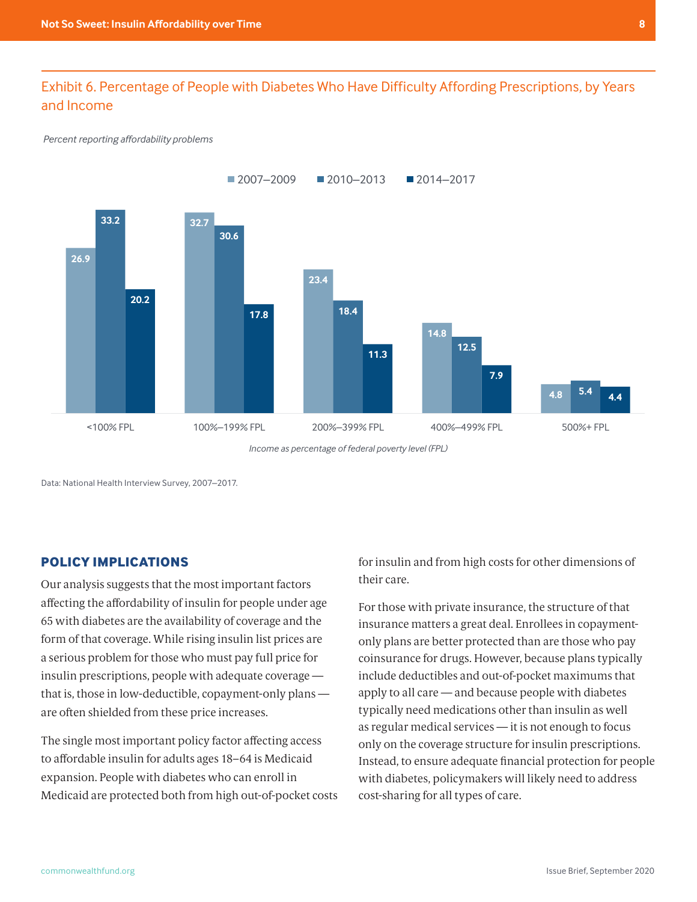## Exhibit 6. Percentage of People with Diabetes Who Have Difficulty Affording Prescriptions, by Years and Income

*Percent reporting affordability problems*

| Income as percentage of federal poverty level (FPL) | 2007–2009 | 2010–2013 | 2014–2017 |
|---|---|---|---|
| <100% FPL | 26.9 | 33.2 | 20.2 |
| 100%–199% FPL | 32.7 | 30.6 | 17.8 |
| 200%–399% FPL | 23.4 | 18.4 | 11.3 |
| 400%–499% FPL | 14.8 | 12.5 | 7.9 |
| 500%+ FPL | 4.8 | 5.4 | 4.4 |

Data: National Health Interview Survey, 2007–2017.

## POLICY IMPLICATIONS

Our analysis suggests that the most important factors affecting the affordability of insulin for people under age 65 with diabetes are the availability of coverage and the form of that coverage. While rising insulin list prices are a serious problem for those who must pay full price for insulin prescriptions, people with adequate coverage — that is, those in low-deductible, copayment-only plans — are often shielded from these price increases.

The single most important policy factor affecting access to affordable insulin for adults ages 18–64 is Medicaid expansion. People with diabetes who can enroll in Medicaid are protected both from high out-of-pocket costs for insulin and from high costs for other dimensions of their care.

For those with private insurance, the structure of that insurance matters a great deal. Enrollees in copayment-only plans are better protected than are those who pay coinsurance for drugs. However, because plans typically include deductibles and out-of-pocket maximums that apply to all care — and because people with diabetes typically need medications other than insulin as well as regular medical services — it is not enough to focus only on the coverage structure for insulin prescriptions. Instead, to ensure adequate financial protection for people with diabetes, policymakers will likely need to address cost-sharing for all types of care.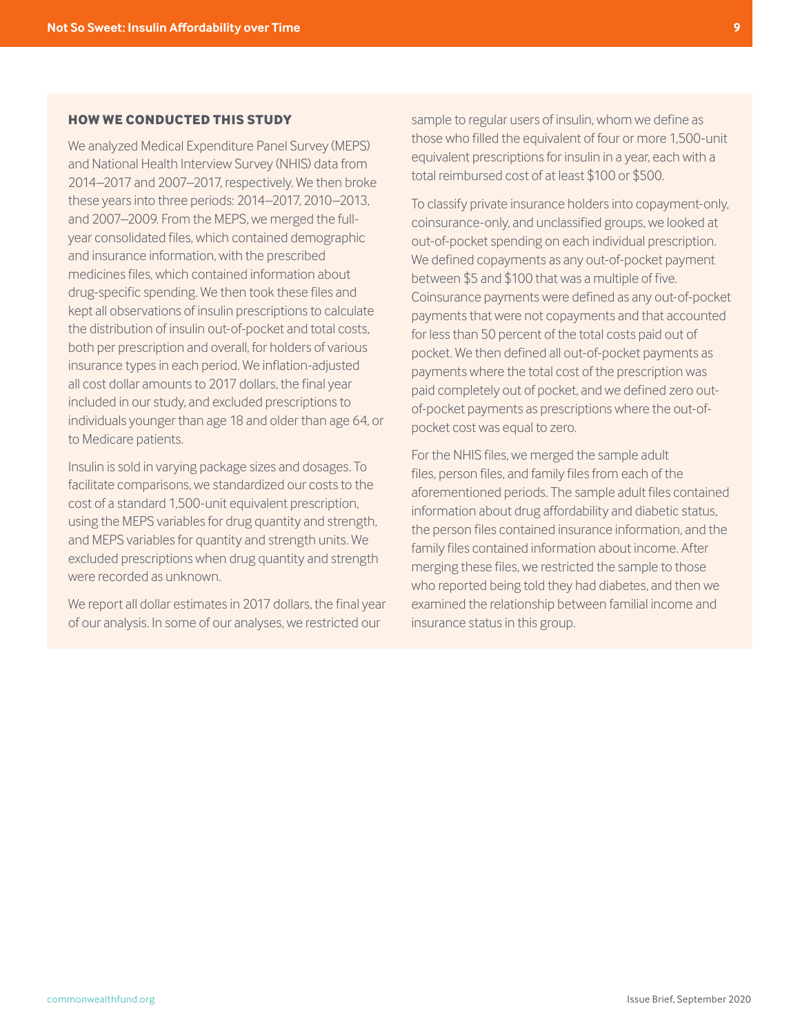## HOW WE CONDUCTED THIS STUDY

We analyzed Medical Expenditure Panel Survey (MEPS) and National Health Interview Survey (NHIS) data from 2014–2017 and 2007–2017, respectively. We then broke these years into three periods: 2014–2017, 2010–2013, and 2007–2009. From the MEPS, we merged the full-year consolidated files, which contained demographic and insurance information, with the prescribed medicines files, which contained information about drug-specific spending. We then took these files and kept all observations of insulin prescriptions to calculate the distribution of insulin out-of-pocket and total costs, both per prescription and overall, for holders of various insurance types in each period. We inflation-adjusted all cost dollar amounts to 2017 dollars, the final year included in our study, and excluded prescriptions to individuals younger than age 18 and older than age 64, or to Medicare patients.

Insulin is sold in varying package sizes and dosages. To facilitate comparisons, we standardized our costs to the cost of a standard 1,500-unit equivalent prescription, using the MEPS variables for drug quantity and strength, and MEPS variables for quantity and strength units. We excluded prescriptions when drug quantity and strength were recorded as unknown.

We report all dollar estimates in 2017 dollars, the final year of our analysis. In some of our analyses, we restricted our sample to regular users of insulin, whom we define as those who filled the equivalent of four or more 1,500-unit equivalent prescriptions for insulin in a year, each with a total reimbursed cost of at least $100 or $500.

To classify private insurance holders into copayment-only, coinsurance-only, and unclassified groups, we looked at out-of-pocket spending on each individual prescription. We defined copayments as any out-of-pocket payment between $5 and $100 that was a multiple of five. Coinsurance payments were defined as any out-of-pocket payments that were not copayments and that accounted for less than 50 percent of the total costs paid out of pocket. We then defined all out-of-pocket payments as payments where the total cost of the prescription was paid completely out of pocket, and we defined zero out-of-pocket payments as prescriptions where the out-of-pocket cost was equal to zero.

For the NHIS files, we merged the sample adult files, person files, and family files from each of the aforementioned periods. The sample adult files contained information about drug affordability and diabetic status, the person files contained insurance information, and the family files contained information about income. After merging these files, we restricted the sample to those who reported being told they had diabetes, and then we examined the relationship between familial income and insurance status in this group.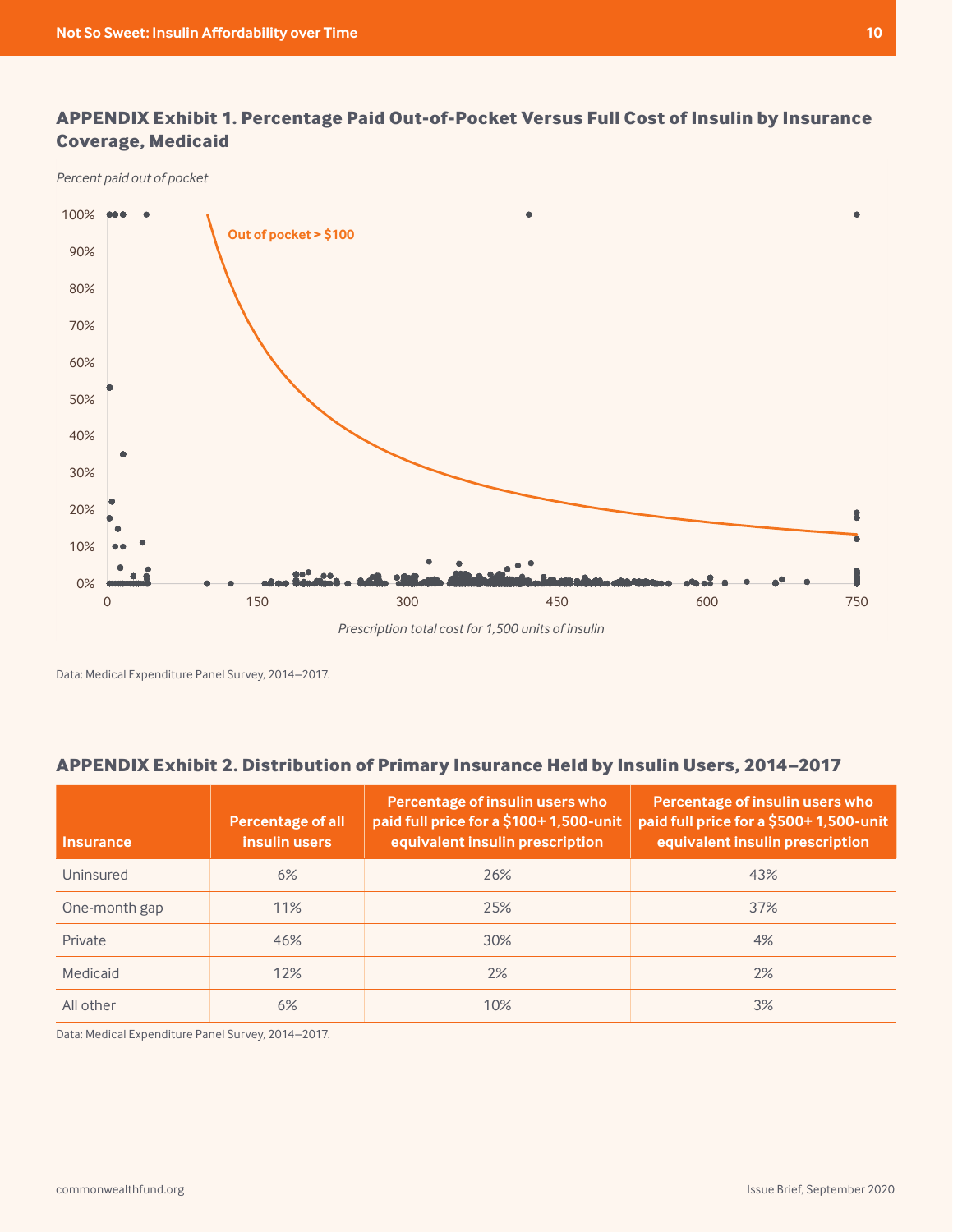## APPENDIX Exhibit 1. Percentage Paid Out-of-Pocket Versus Full Cost of Insulin by Insurance Coverage, Medicaid

*Percent paid out of pocket*

Out of pocket > $100

*Prescription total cost for 1,500 units of insulin*

Data: Medical Expenditure Panel Survey, 2014–2017.

## APPENDIX Exhibit 2. Distribution of Primary Insurance Held by Insulin Users, 2014–2017

| Insurance | Percentage of all insulin users | Percentage of insulin users who paid full price for a $100+ 1,500-unit equivalent insulin prescription | Percentage of insulin users who paid full price for a $500+ 1,500-unit equivalent insulin prescription |
|---|---|---|---|
| Uninsured | 6% | 26% | 43% |
| One-month gap | 11% | 25% | 37% |
| Private | 46% | 30% | 4% |
| Medicaid | 12% | 2% | 2% |
| All other | 6% | 10% | 3% |

Data: Medical Expenditure Panel Survey, 2014–2017.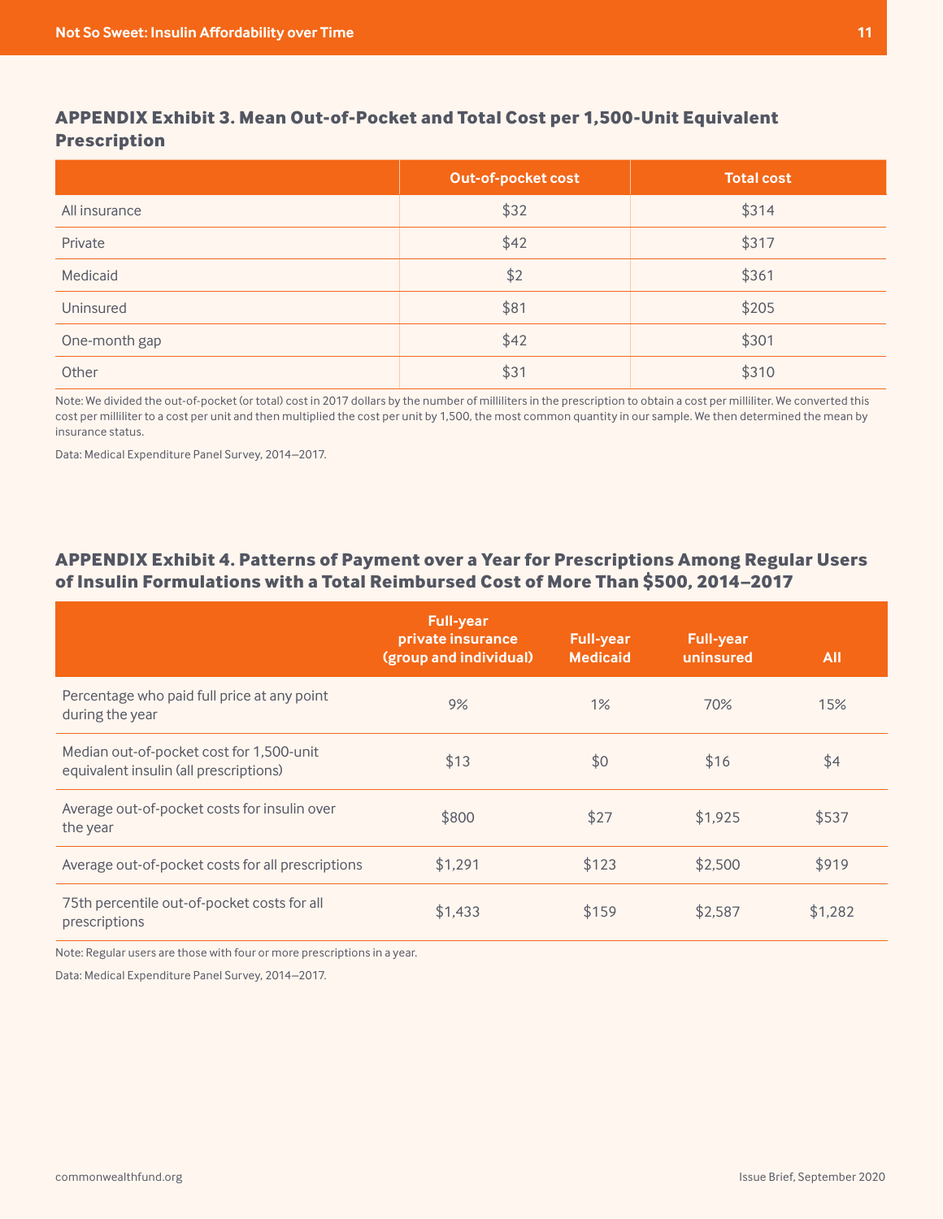### APPENDIX Exhibit 3. Mean Out-of-Pocket and Total Cost per 1,500-Unit Equivalent Prescription

| | Out-of-pocket cost | Total cost |
|---|---|---|
| All insurance | $32 | $314 |
| Private | $42 | $317 |
| Medicaid | $2 | $361 |
| Uninsured | $81 | $205 |
| One-month gap | $42 | $301 |
| Other | $31 | $310 |

Note: We divided the out-of-pocket (or total) cost in 2017 dollars by the number of milliliters in the prescription to obtain a cost per milliliter. We converted this cost per milliliter to a cost per unit and then multiplied the cost per unit by 1,500, the most common quantity in our sample. We then determined the mean by insurance status.

Data: Medical Expenditure Panel Survey, 2014–2017.

### APPENDIX Exhibit 4. Patterns of Payment over a Year for Prescriptions Among Regular Users of Insulin Formulations with a Total Reimbursed Cost of More Than $500, 2014–2017

| | Full-year private insurance (group and individual) | Full-year Medicaid | Full-year uninsured | All |
|---|---|---|---|---|
| Percentage who paid full price at any point during the year | 9% | 1% | 70% | 15% |
| Median out-of-pocket cost for 1,500-unit equivalent insulin (all prescriptions) | $13 | $0 | $16 | $4 |
| Average out-of-pocket costs for insulin over the year | $800 | $27 | $1,925 | $537 |
| Average out-of-pocket costs for all prescriptions | $1,291 | $123 | $2,500 | $919 |
| 75th percentile out-of-pocket costs for all prescriptions | $1,433 | $159 | $2,587 | $1,282 |

Note: Regular users are those with four or more prescriptions in a year.

Data: Medical Expenditure Panel Survey, 2014–2017.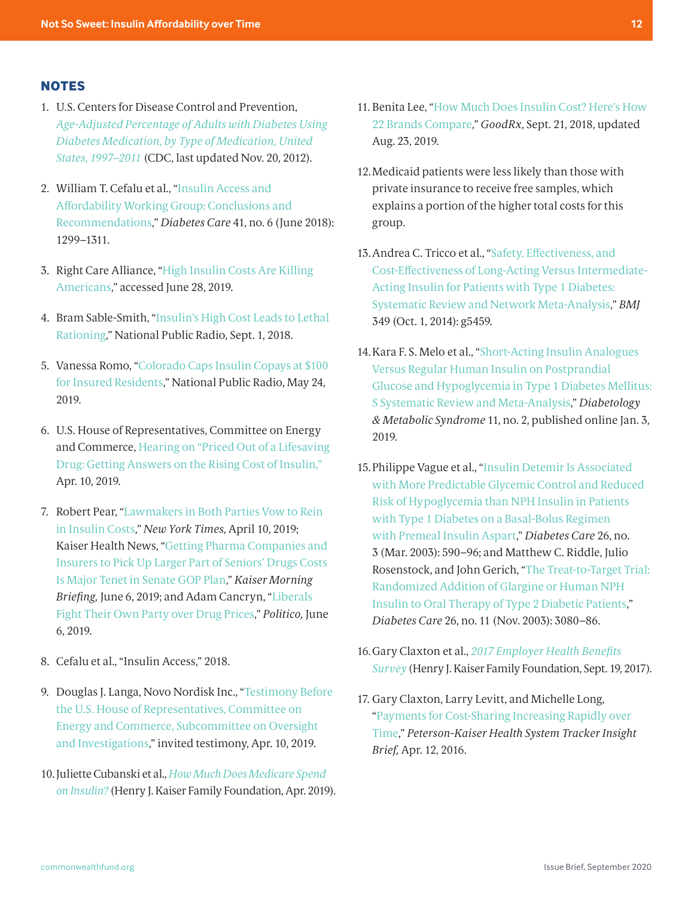## NOTES

1. U.S. Centers for Disease Control and Prevention, *Age-Adjusted Percentage of Adults with Diabetes Using Diabetes Medication, by Type of Medication, United States, 1997–2011* (CDC, last updated Nov. 20, 2012).

2. William T. Cefalu et al., "Insulin Access and Affordability Working Group: Conclusions and Recommendations," *Diabetes Care* 41, no. 6 (June 2018): 1299–1311.

3. Right Care Alliance, "High Insulin Costs Are Killing Americans," accessed June 28, 2019.

4. Bram Sable-Smith, "Insulin's High Cost Leads to Lethal Rationing," National Public Radio, Sept. 1, 2018.

5. Vanessa Romo, "Colorado Caps Insulin Copays at $100 for Insured Residents," National Public Radio, May 24, 2019.

6. U.S. House of Representatives, Committee on Energy and Commerce, Hearing on "Priced Out of a Lifesaving Drug: Getting Answers on the Rising Cost of Insulin," Apr. 10, 2019.

7. Robert Pear, "Lawmakers in Both Parties Vow to Rein in Insulin Costs," *New York Times*, April 10, 2019; Kaiser Health News, "Getting Pharma Companies and Insurers to Pick Up Larger Part of Seniors' Drugs Costs Is Major Tenet in Senate GOP Plan," *Kaiser Morning Briefing,* June 6, 2019; and Adam Cancryn, "Liberals Fight Their Own Party over Drug Prices," *Politico,* June 6, 2019.

8. Cefalu et al., "Insulin Access," 2018.

9. Douglas J. Langa, Novo Nordisk Inc., "Testimony Before the U.S. House of Representatives, Committee on Energy and Commerce, Subcommittee on Oversight and Investigations," invited testimony, Apr. 10, 2019.

10. Juliette Cubanski et al., *How Much Does Medicare Spend on Insulin?* (Henry J. Kaiser Family Foundation, Apr. 2019).

11. Benita Lee, "How Much Does Insulin Cost? Here's How 22 Brands Compare," *GoodRx*, Sept. 21, 2018, updated Aug. 23, 2019.

12. Medicaid patients were less likely than those with private insurance to receive free samples, which explains a portion of the higher total costs for this group.

13. Andrea C. Tricco et al., "Safety, Effectiveness, and Cost-Effectiveness of Long-Acting Versus Intermediate-Acting Insulin for Patients with Type 1 Diabetes: Systematic Review and Network Meta-Analysis," *BMJ* 349 (Oct. 1, 2014): g5459.

14. Kara F. S. Melo et al., "Short-Acting Insulin Analogues Versus Regular Human Insulin on Postprandial Glucose and Hypoglycemia in Type 1 Diabetes Mellitus: S Systematic Review and Meta-Analysis," *Diabetology & Metabolic Syndrome* 11, no. 2, published online Jan. 3, 2019.

15. Philippe Vague et al., "Insulin Detemir Is Associated with More Predictable Glycemic Control and Reduced Risk of Hypoglycemia than NPH Insulin in Patients with Type 1 Diabetes on a Basal-Bolus Regimen with Premeal Insulin Aspart," *Diabetes Care* 26, no. 3 (Mar. 2003): 590–96; and Matthew C. Riddle, Julio Rosenstock, and John Gerich, "The Treat-to-Target Trial: Randomized Addition of Glargine or Human NPH Insulin to Oral Therapy of Type 2 Diabetic Patients," *Diabetes Care* 26, no. 11 (Nov. 2003): 3080–86.

16. Gary Claxton et al., *2017 Employer Health Benefits Survey* (Henry J. Kaiser Family Foundation, Sept. 19, 2017).

17. Gary Claxton, Larry Levitt, and Michelle Long, "Payments for Cost-Sharing Increasing Rapidly over Time," *Peterson-Kaiser Health System Tracker Insight Brief,* Apr. 12, 2016.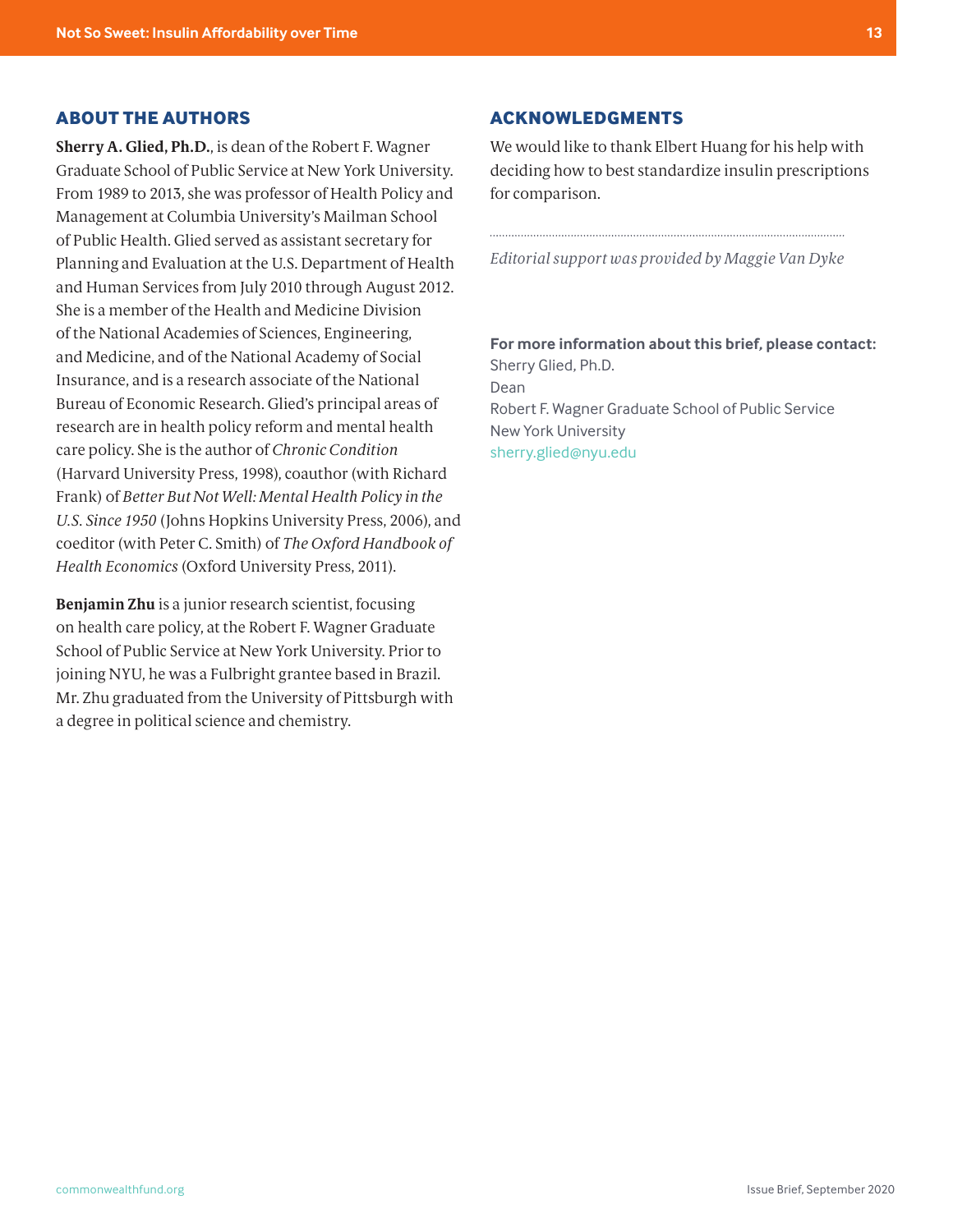## ABOUT THE AUTHORS

**Sherry A. Glied, Ph.D.**, is dean of the Robert F. Wagner Graduate School of Public Service at New York University. From 1989 to 2013, she was professor of Health Policy and Management at Columbia University's Mailman School of Public Health. Glied served as assistant secretary for Planning and Evaluation at the U.S. Department of Health and Human Services from July 2010 through August 2012. She is a member of the Health and Medicine Division of the National Academies of Sciences, Engineering, and Medicine, and of the National Academy of Social Insurance, and is a research associate of the National Bureau of Economic Research. Glied's principal areas of research are in health policy reform and mental health care policy. She is the author of *Chronic Condition* (Harvard University Press, 1998), coauthor (with Richard Frank) of *Better But Not Well: Mental Health Policy in the U.S. Since 1950* (Johns Hopkins University Press, 2006), and coeditor (with Peter C. Smith) of *The Oxford Handbook of Health Economics* (Oxford University Press, 2011).

**Benjamin Zhu** is a junior research scientist, focusing on health care policy, at the Robert F. Wagner Graduate School of Public Service at New York University. Prior to joining NYU, he was a Fulbright grantee based in Brazil. Mr. Zhu graduated from the University of Pittsburgh with a degree in political science and chemistry.

## ACKNOWLEDGMENTS

We would like to thank Elbert Huang for his help with deciding how to best standardize insulin prescriptions for comparison.

*Editorial support was provided by Maggie Van Dyke*

**For more information about this brief, please contact:**
Sherry Glied, Ph.D.
Dean
Robert F. Wagner Graduate School of Public Service
New York University
sherry.glied@nyu.edu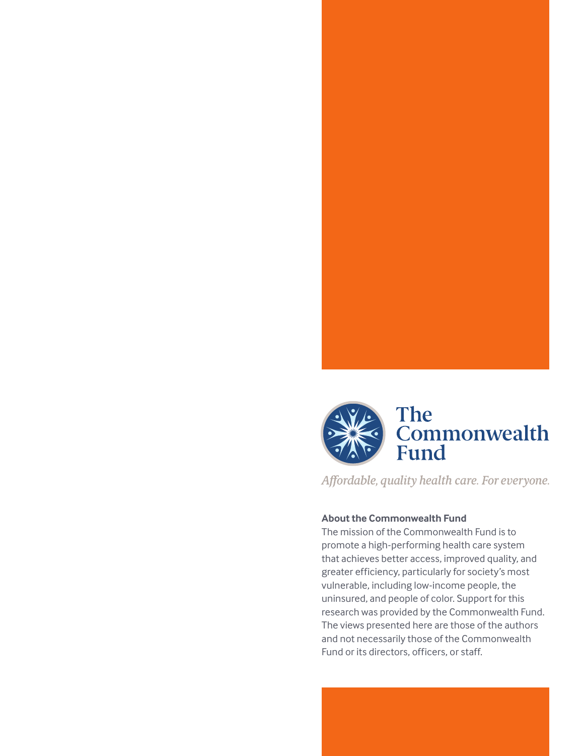The Commonwealth Fund

*Affordable, quality health care. For everyone.*

**About the Commonwealth Fund**

The mission of the Commonwealth Fund is to promote a high-performing health care system that achieves better access, improved quality, and greater efficiency, particularly for society's most vulnerable, including low-income people, the uninsured, and people of color. Support for this research was provided by the Commonwealth Fund. The views presented here are those of the authors and not necessarily those of the Commonwealth Fund or its directors, officers, or staff.